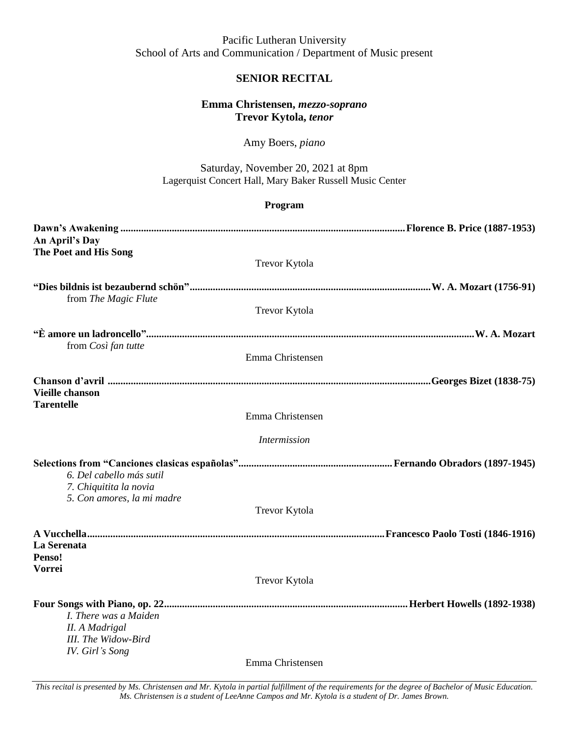Pacific Lutheran University
School of Arts and Communication / Department of Music present

# SENIOR RECITAL

**Emma Christensen, *mezzo-soprano***
**Trevor Kytola, *tenor***

Amy Boers, *piano*

Saturday, November 20, 2021 at 8pm
Lagerquist Concert Hall, Mary Baker Russell Music Center

## Program

**Dawn's Awakening .............................................................................................................. Florence B. Price (1887-1953)**
**An April's Day**
**The Poet and His Song**

Trevor Kytola

**"Dies bildnis ist bezaubernd schön" ............................................................................................ W. A. Mozart (1756-91)**
from *The Magic Flute*

Trevor Kytola

**"È amore un ladroncello" .............................................................................................................................. W. A. Mozart**
from *Così fan tutte*

Emma Christensen

**Chanson d'avril ............................................................................................................................ Georges Bizet (1838-75)**
**Vieille chanson**
**Tarentelle**

Emma Christensen

*Intermission*

**Selections from "Canciones clasicas españolas" ........................................................... Fernando Obradors (1897-1945)**
*6. Del cabello más sutil*
*7. Chiquitita la novia*
*5. Con amores, la mi madre*

Trevor Kytola

**A Vucchella ................................................................................................................ Francesco Paolo Tosti (1846-1916)**
**La Serenata**
**Penso!**
**Vorrei**

Trevor Kytola

**Four Songs with Piano, op. 22 ............................................................................................. Herbert Howells (1892-1938)**
*I. There was a Maiden*
*II. A Madrigal*
*III. The Widow-Bird*
*IV. Girl's Song*

Emma Christensen

---

*This recital is presented by Ms. Christensen and Mr. Kytola in partial fulfillment of the requirements for the degree of Bachelor of Music Education. Ms. Christensen is a student of LeeAnne Campos and Mr. Kytola is a student of Dr. James Brown.*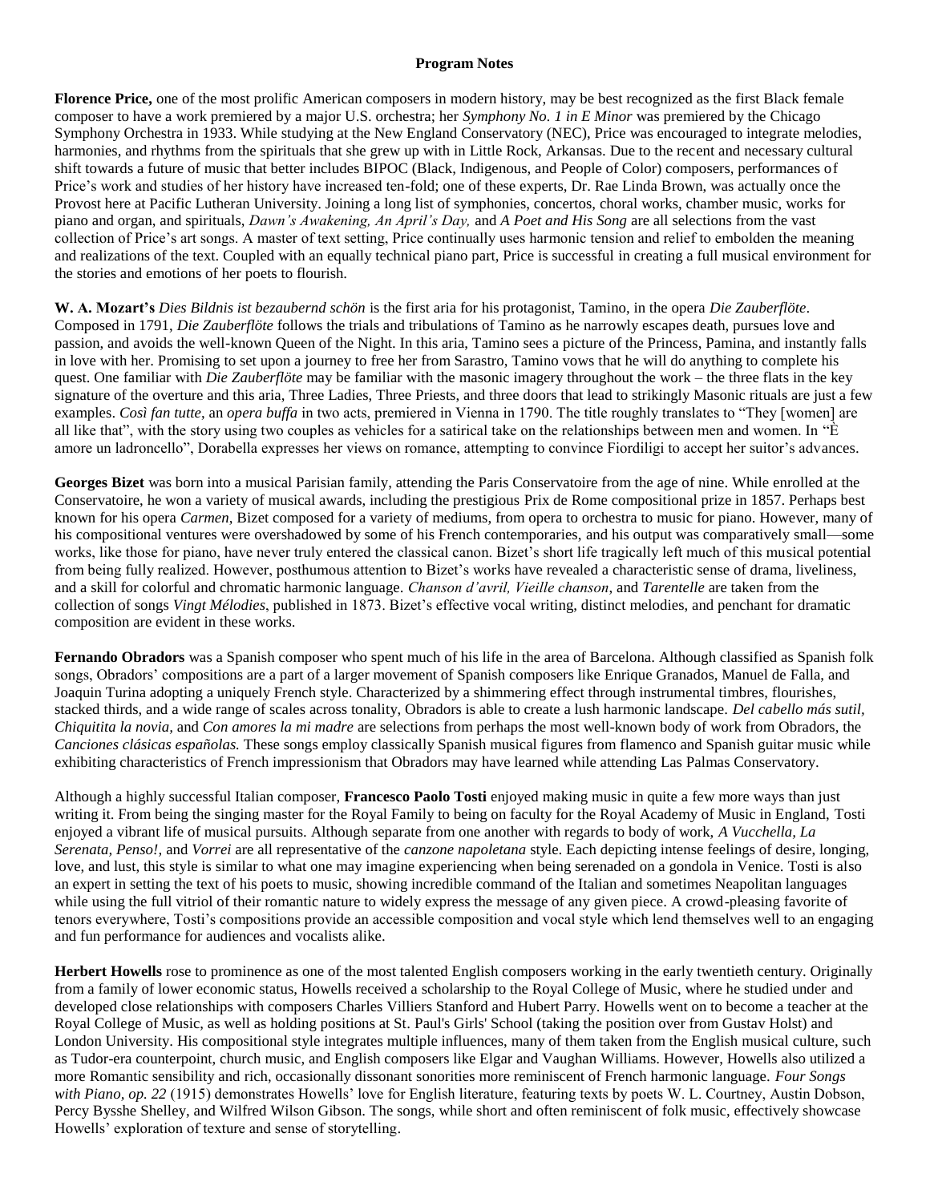**Program Notes**

**Florence Price,** one of the most prolific American composers in modern history, may be best recognized as the first Black female composer to have a work premiered by a major U.S. orchestra; her *Symphony No. 1 in E Minor* was premiered by the Chicago Symphony Orchestra in 1933. While studying at the New England Conservatory (NEC), Price was encouraged to integrate melodies, harmonies, and rhythms from the spirituals that she grew up with in Little Rock, Arkansas. Due to the recent and necessary cultural shift towards a future of music that better includes BIPOC (Black, Indigenous, and People of Color) composers, performances of Price's work and studies of her history have increased ten-fold; one of these experts, Dr. Rae Linda Brown, was actually once the Provost here at Pacific Lutheran University. Joining a long list of symphonies, concertos, choral works, chamber music, works for piano and organ, and spirituals, *Dawn's Awakening, An April's Day,* and *A Poet and His Song* are all selections from the vast collection of Price's art songs. A master of text setting, Price continually uses harmonic tension and relief to embolden the meaning and realizations of the text. Coupled with an equally technical piano part, Price is successful in creating a full musical environment for the stories and emotions of her poets to flourish.

**W. A. Mozart's** *Dies Bildnis ist bezaubernd schön* is the first aria for his protagonist, Tamino, in the opera *Die Zauberflöte*. Composed in 1791, *Die Zauberflöte* follows the trials and tribulations of Tamino as he narrowly escapes death, pursues love and passion, and avoids the well-known Queen of the Night. In this aria, Tamino sees a picture of the Princess, Pamina, and instantly falls in love with her. Promising to set upon a journey to free her from Sarastro, Tamino vows that he will do anything to complete his quest. One familiar with *Die Zauberflöte* may be familiar with the masonic imagery throughout the work – the three flats in the key signature of the overture and this aria, Three Ladies, Three Priests, and three doors that lead to strikingly Masonic rituals are just a few examples. *Così fan tutte*, an *opera buffa* in two acts, premiered in Vienna in 1790. The title roughly translates to "They [women] are all like that", with the story using two couples as vehicles for a satirical take on the relationships between men and women. In "È amore un ladroncello", Dorabella expresses her views on romance, attempting to convince Fiordiligi to accept her suitor's advances.

**Georges Bizet** was born into a musical Parisian family, attending the Paris Conservatoire from the age of nine. While enrolled at the Conservatoire, he won a variety of musical awards, including the prestigious Prix de Rome compositional prize in 1857. Perhaps best known for his opera *Carmen*, Bizet composed for a variety of mediums, from opera to orchestra to music for piano. However, many of his compositional ventures were overshadowed by some of his French contemporaries, and his output was comparatively small—some works, like those for piano, have never truly entered the classical canon. Bizet's short life tragically left much of this musical potential from being fully realized. However, posthumous attention to Bizet's works have revealed a characteristic sense of drama, liveliness, and a skill for colorful and chromatic harmonic language. *Chanson d'avril, Vieille chanson*, and *Tarentelle* are taken from the collection of songs *Vingt Mélodies*, published in 1873. Bizet's effective vocal writing, distinct melodies, and penchant for dramatic composition are evident in these works.

**Fernando Obradors** was a Spanish composer who spent much of his life in the area of Barcelona. Although classified as Spanish folk songs, Obradors' compositions are a part of a larger movement of Spanish composers like Enrique Granados, Manuel de Falla, and Joaquin Turina adopting a uniquely French style. Characterized by a shimmering effect through instrumental timbres, flourishes, stacked thirds, and a wide range of scales across tonality, Obradors is able to create a lush harmonic landscape. *Del cabello más sutil, Chiquitita la novia,* and *Con amores la mi madre* are selections from perhaps the most well-known body of work from Obradors, the *Canciones clásicas españolas.* These songs employ classically Spanish musical figures from flamenco and Spanish guitar music while exhibiting characteristics of French impressionism that Obradors may have learned while attending Las Palmas Conservatory.

Although a highly successful Italian composer, **Francesco Paolo Tosti** enjoyed making music in quite a few more ways than just writing it. From being the singing master for the Royal Family to being on faculty for the Royal Academy of Music in England, Tosti enjoyed a vibrant life of musical pursuits. Although separate from one another with regards to body of work, *A Vucchella, La Serenata, Penso!,* and *Vorrei* are all representative of the *canzone napoletana* style. Each depicting intense feelings of desire, longing, love, and lust, this style is similar to what one may imagine experiencing when being serenaded on a gondola in Venice. Tosti is also an expert in setting the text of his poets to music, showing incredible command of the Italian and sometimes Neapolitan languages while using the full vitriol of their romantic nature to widely express the message of any given piece. A crowd-pleasing favorite of tenors everywhere, Tosti's compositions provide an accessible composition and vocal style which lend themselves well to an engaging and fun performance for audiences and vocalists alike.

**Herbert Howells** rose to prominence as one of the most talented English composers working in the early twentieth century. Originally from a family of lower economic status, Howells received a scholarship to the Royal College of Music, where he studied under and developed close relationships with composers Charles Villiers Stanford and Hubert Parry. Howells went on to become a teacher at the Royal College of Music, as well as holding positions at St. Paul's Girls' School (taking the position over from Gustav Holst) and London University. His compositional style integrates multiple influences, many of them taken from the English musical culture, such as Tudor-era counterpoint, church music, and English composers like Elgar and Vaughan Williams. However, Howells also utilized a more Romantic sensibility and rich, occasionally dissonant sonorities more reminiscent of French harmonic language. *Four Songs with Piano, op. 22* (1915) demonstrates Howells' love for English literature, featuring texts by poets W. L. Courtney, Austin Dobson, Percy Bysshe Shelley, and Wilfred Wilson Gibson. The songs, while short and often reminiscent of folk music, effectively showcase Howells' exploration of texture and sense of storytelling.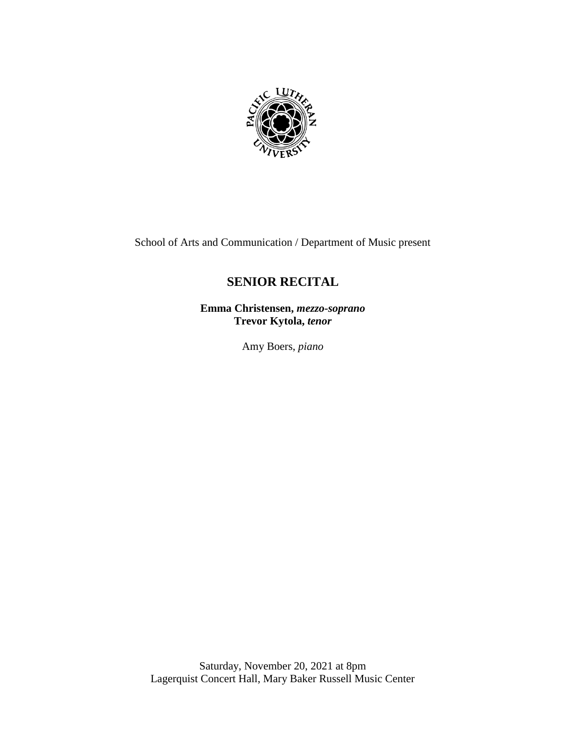School of Arts and Communication / Department of Music present

## SENIOR RECITAL

**Emma Christensen, *mezzo-soprano***
**Trevor Kytola, *tenor***

Amy Boers, *piano*

Saturday, November 20, 2021 at 8pm
Lagerquist Concert Hall, Mary Baker Russell Music Center